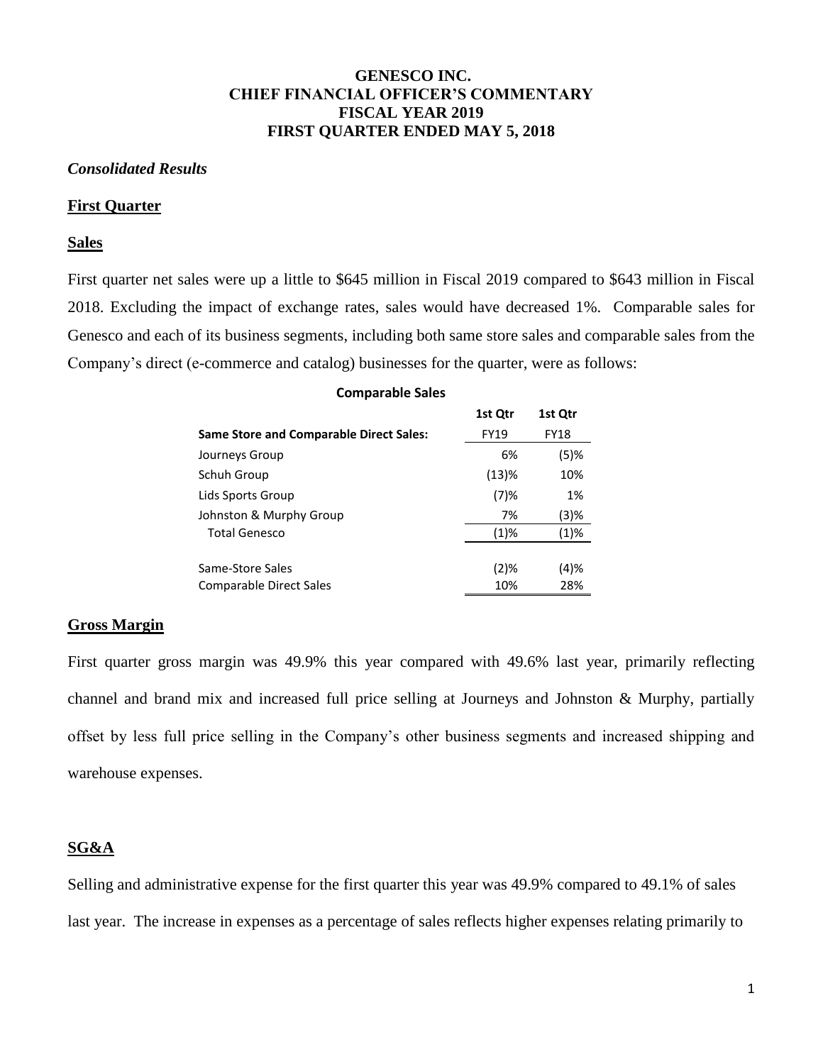# GENESCO INC.
# CHIEF FINANCIAL OFFICER'S COMMENTARY
# FISCAL YEAR 2019
# FIRST QUARTER ENDED MAY 5, 2018

***Consolidated Results***

## First Quarter

### Sales

First quarter net sales were up a little to $645 million in Fiscal 2019 compared to $643 million in Fiscal 2018. Excluding the impact of exchange rates, sales would have decreased 1%. Comparable sales for Genesco and each of its business segments, including both same store sales and comparable sales from the Company's direct (e-commerce and catalog) businesses for the quarter, were as follows:

**Comparable Sales**

| Same Store and Comparable Direct Sales: | 1st Qtr FY19 | 1st Qtr FY18 |
|---|---|---|
| Journeys Group | 6% | (5)% |
| Schuh Group | (13)% | 10% |
| Lids Sports Group | (7)% | 1% |
| Johnston & Murphy Group | 7% | (3)% |
| Total Genesco | (1)% | (1)% |
| | | |
| Same-Store Sales | (2)% | (4)% |
| Comparable Direct Sales | 10% | 28% |

### Gross Margin

First quarter gross margin was 49.9% this year compared with 49.6% last year, primarily reflecting channel and brand mix and increased full price selling at Journeys and Johnston & Murphy, partially offset by less full price selling in the Company's other business segments and increased shipping and warehouse expenses.

### SG&A

Selling and administrative expense for the first quarter this year was 49.9% compared to 49.1% of sales last year. The increase in expenses as a percentage of sales reflects higher expenses relating primarily to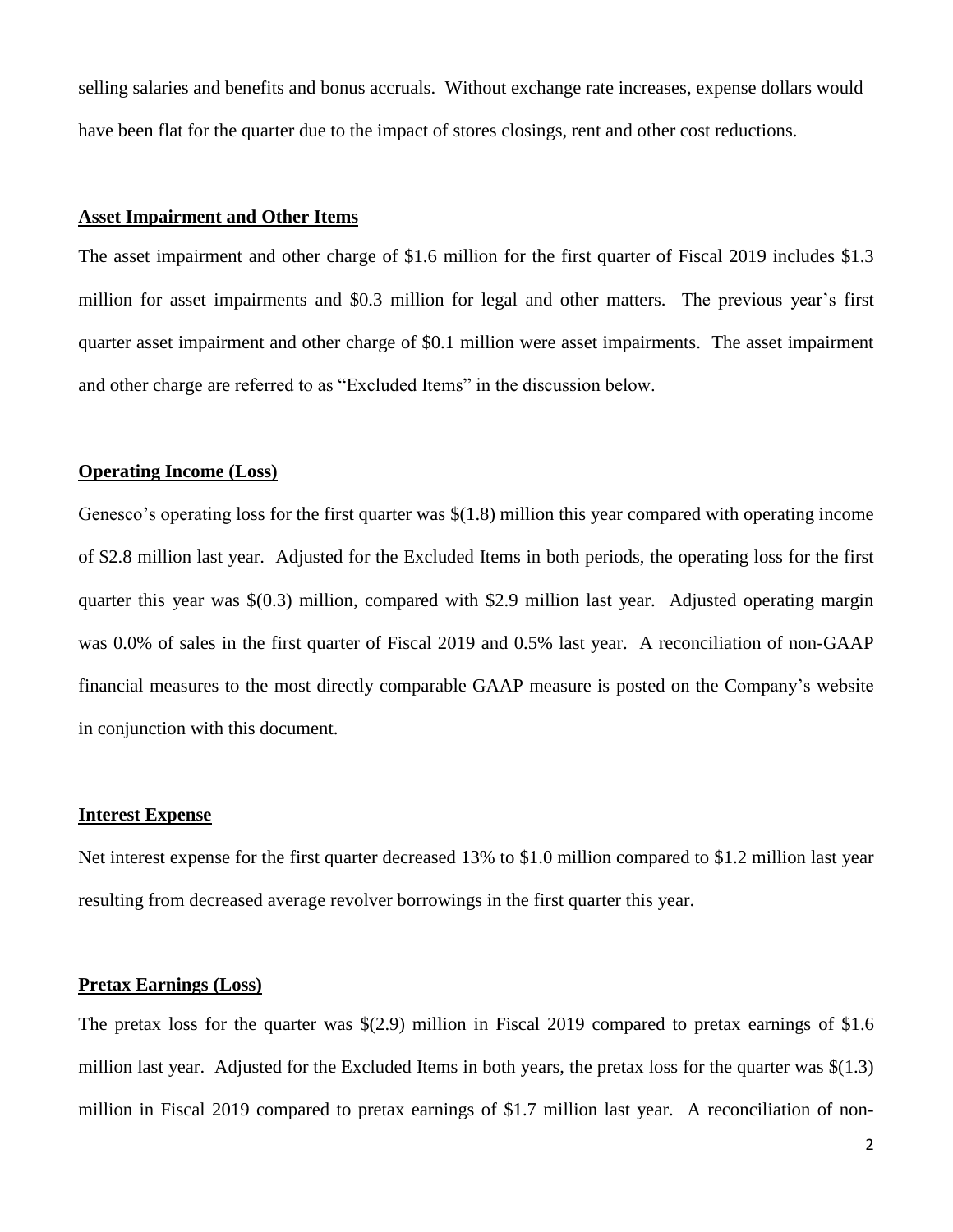selling salaries and benefits and bonus accruals. Without exchange rate increases, expense dollars would have been flat for the quarter due to the impact of stores closings, rent and other cost reductions.

**Asset Impairment and Other Items**

The asset impairment and other charge of $1.6 million for the first quarter of Fiscal 2019 includes $1.3 million for asset impairments and $0.3 million for legal and other matters. The previous year's first quarter asset impairment and other charge of $0.1 million were asset impairments. The asset impairment and other charge are referred to as "Excluded Items" in the discussion below.

**Operating Income (Loss)**

Genesco's operating loss for the first quarter was $(1.8) million this year compared with operating income of $2.8 million last year. Adjusted for the Excluded Items in both periods, the operating loss for the first quarter this year was $(0.3) million, compared with $2.9 million last year. Adjusted operating margin was 0.0% of sales in the first quarter of Fiscal 2019 and 0.5% last year. A reconciliation of non-GAAP financial measures to the most directly comparable GAAP measure is posted on the Company's website in conjunction with this document.

**Interest Expense**

Net interest expense for the first quarter decreased 13% to $1.0 million compared to $1.2 million last year resulting from decreased average revolver borrowings in the first quarter this year.

**Pretax Earnings (Loss)**

The pretax loss for the quarter was $(2.9) million in Fiscal 2019 compared to pretax earnings of $1.6 million last year. Adjusted for the Excluded Items in both years, the pretax loss for the quarter was $(1.3) million in Fiscal 2019 compared to pretax earnings of $1.7 million last year. A reconciliation of non-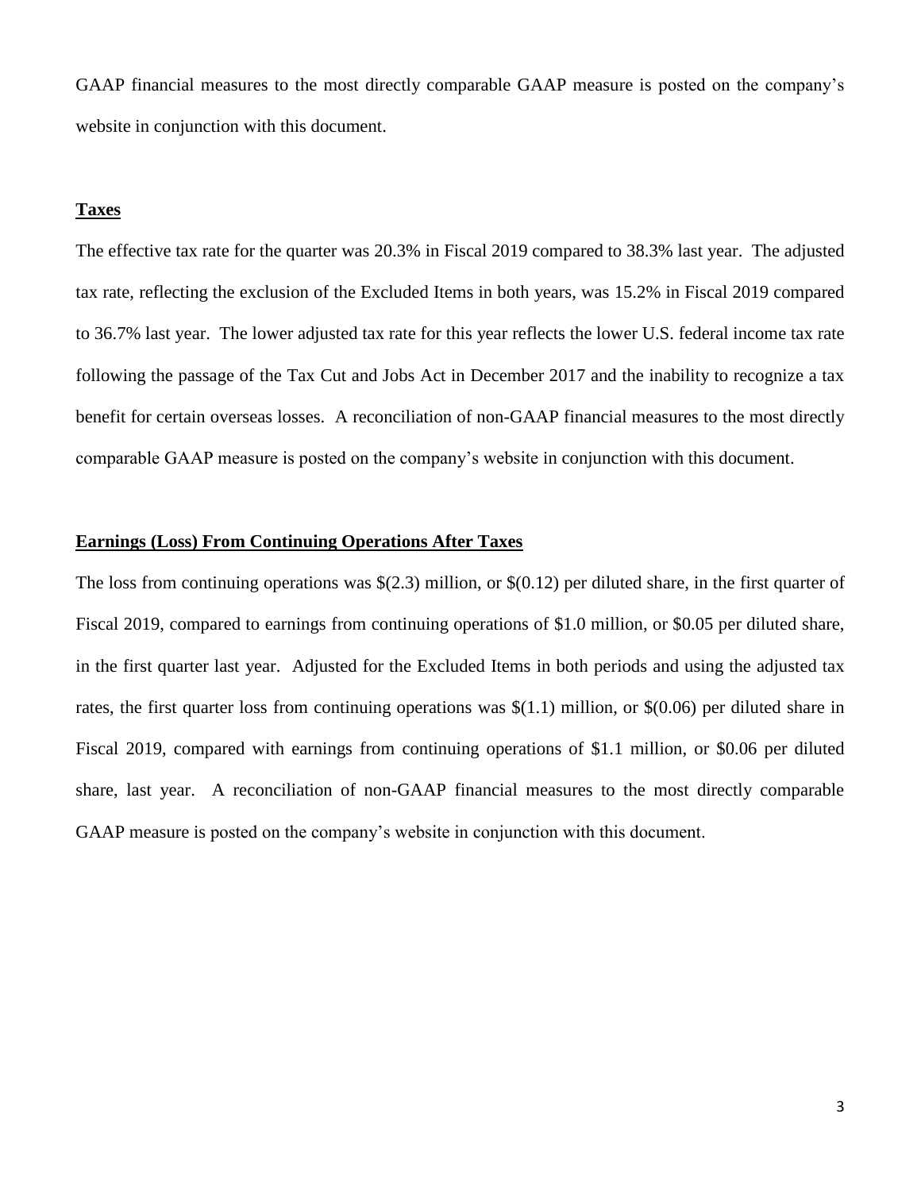GAAP financial measures to the most directly comparable GAAP measure is posted on the company's website in conjunction with this document.

**Taxes**

The effective tax rate for the quarter was 20.3% in Fiscal 2019 compared to 38.3% last year. The adjusted tax rate, reflecting the exclusion of the Excluded Items in both years, was 15.2% in Fiscal 2019 compared to 36.7% last year. The lower adjusted tax rate for this year reflects the lower U.S. federal income tax rate following the passage of the Tax Cut and Jobs Act in December 2017 and the inability to recognize a tax benefit for certain overseas losses. A reconciliation of non-GAAP financial measures to the most directly comparable GAAP measure is posted on the company's website in conjunction with this document.

**Earnings (Loss) From Continuing Operations After Taxes**

The loss from continuing operations was $(2.3) million, or $(0.12) per diluted share, in the first quarter of Fiscal 2019, compared to earnings from continuing operations of $1.0 million, or $0.05 per diluted share, in the first quarter last year. Adjusted for the Excluded Items in both periods and using the adjusted tax rates, the first quarter loss from continuing operations was $(1.1) million, or $(0.06) per diluted share in Fiscal 2019, compared with earnings from continuing operations of $1.1 million, or $0.06 per diluted share, last year. A reconciliation of non-GAAP financial measures to the most directly comparable GAAP measure is posted on the company's website in conjunction with this document.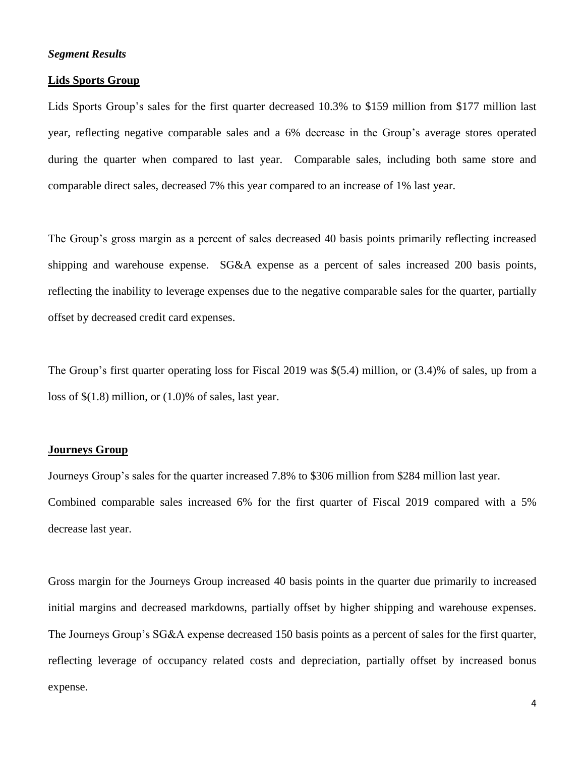***Segment Results***

**Lids Sports Group**

Lids Sports Group's sales for the first quarter decreased 10.3% to $159 million from $177 million last year, reflecting negative comparable sales and a 6% decrease in the Group's average stores operated during the quarter when compared to last year. Comparable sales, including both same store and comparable direct sales, decreased 7% this year compared to an increase of 1% last year.

The Group's gross margin as a percent of sales decreased 40 basis points primarily reflecting increased shipping and warehouse expense. SG&A expense as a percent of sales increased 200 basis points, reflecting the inability to leverage expenses due to the negative comparable sales for the quarter, partially offset by decreased credit card expenses.

The Group's first quarter operating loss for Fiscal 2019 was $(5.4) million, or (3.4)% of sales, up from a loss of $(1.8) million, or (1.0)% of sales, last year.

**Journeys Group**

Journeys Group's sales for the quarter increased 7.8% to $306 million from $284 million last year. Combined comparable sales increased 6% for the first quarter of Fiscal 2019 compared with a 5% decrease last year.

Gross margin for the Journeys Group increased 40 basis points in the quarter due primarily to increased initial margins and decreased markdowns, partially offset by higher shipping and warehouse expenses. The Journeys Group's SG&A expense decreased 150 basis points as a percent of sales for the first quarter, reflecting leverage of occupancy related costs and depreciation, partially offset by increased bonus expense.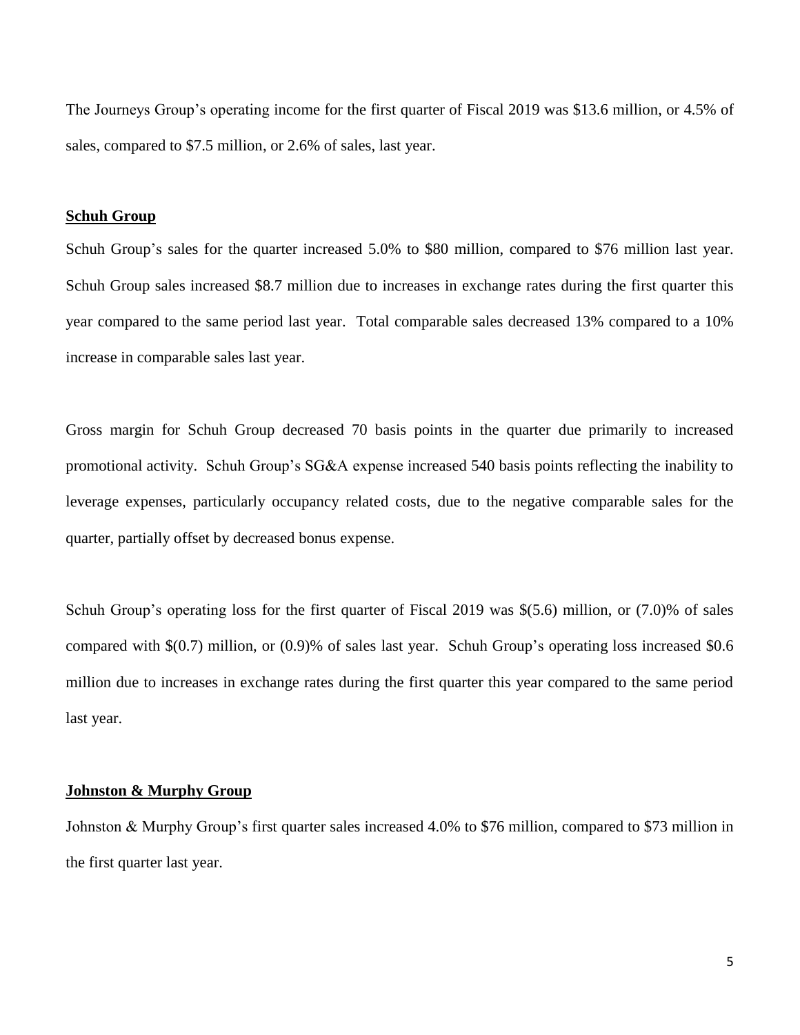The Journeys Group's operating income for the first quarter of Fiscal 2019 was $13.6 million, or 4.5% of sales, compared to $7.5 million, or 2.6% of sales, last year.

**Schuh Group**

Schuh Group's sales for the quarter increased 5.0% to $80 million, compared to $76 million last year. Schuh Group sales increased $8.7 million due to increases in exchange rates during the first quarter this year compared to the same period last year. Total comparable sales decreased 13% compared to a 10% increase in comparable sales last year.

Gross margin for Schuh Group decreased 70 basis points in the quarter due primarily to increased promotional activity. Schuh Group's SG&A expense increased 540 basis points reflecting the inability to leverage expenses, particularly occupancy related costs, due to the negative comparable sales for the quarter, partially offset by decreased bonus expense.

Schuh Group's operating loss for the first quarter of Fiscal 2019 was $(5.6) million, or (7.0)% of sales compared with $(0.7) million, or (0.9)% of sales last year. Schuh Group's operating loss increased $0.6 million due to increases in exchange rates during the first quarter this year compared to the same period last year.

**Johnston & Murphy Group**

Johnston & Murphy Group's first quarter sales increased 4.0% to $76 million, compared to $73 million in the first quarter last year.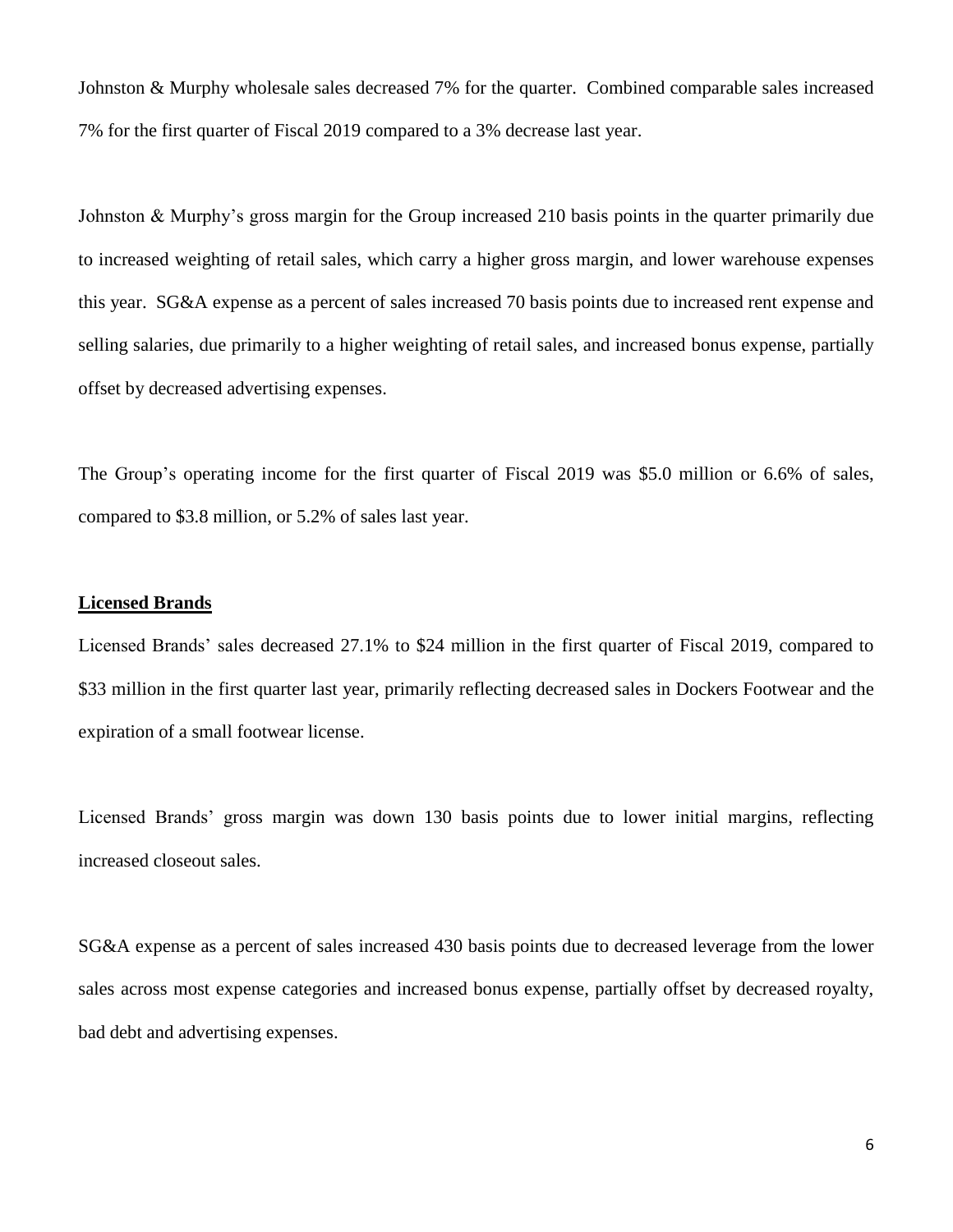Johnston & Murphy wholesale sales decreased 7% for the quarter. Combined comparable sales increased 7% for the first quarter of Fiscal 2019 compared to a 3% decrease last year.

Johnston & Murphy's gross margin for the Group increased 210 basis points in the quarter primarily due to increased weighting of retail sales, which carry a higher gross margin, and lower warehouse expenses this year. SG&A expense as a percent of sales increased 70 basis points due to increased rent expense and selling salaries, due primarily to a higher weighting of retail sales, and increased bonus expense, partially offset by decreased advertising expenses.

The Group's operating income for the first quarter of Fiscal 2019 was $5.0 million or 6.6% of sales, compared to $3.8 million, or 5.2% of sales last year.

**Licensed Brands**

Licensed Brands' sales decreased 27.1% to $24 million in the first quarter of Fiscal 2019, compared to $33 million in the first quarter last year, primarily reflecting decreased sales in Dockers Footwear and the expiration of a small footwear license.

Licensed Brands' gross margin was down 130 basis points due to lower initial margins, reflecting increased closeout sales.

SG&A expense as a percent of sales increased 430 basis points due to decreased leverage from the lower sales across most expense categories and increased bonus expense, partially offset by decreased royalty, bad debt and advertising expenses.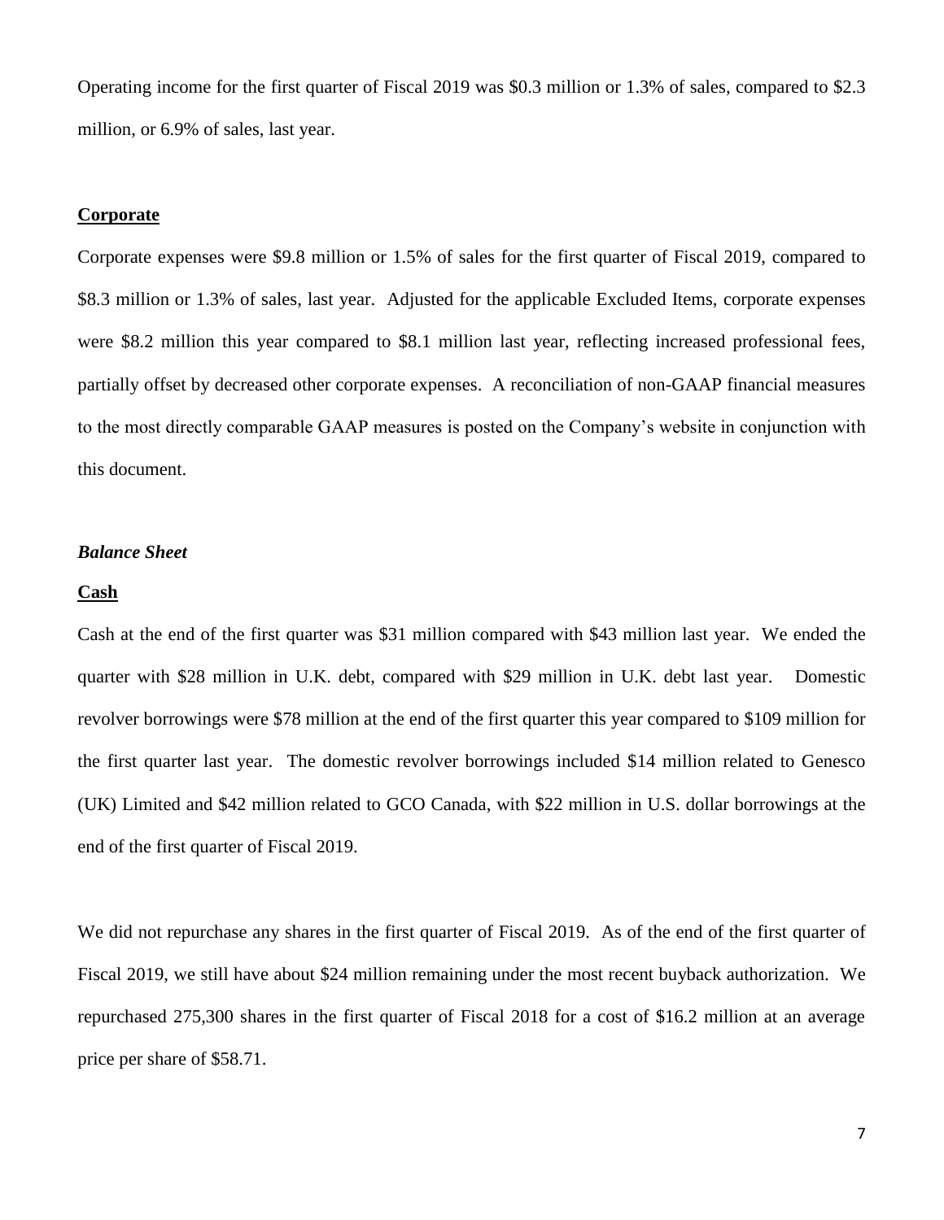Operating income for the first quarter of Fiscal 2019 was $0.3 million or 1.3% of sales, compared to $2.3 million, or 6.9% of sales, last year.

**Corporate**

Corporate expenses were $9.8 million or 1.5% of sales for the first quarter of Fiscal 2019, compared to $8.3 million or 1.3% of sales, last year. Adjusted for the applicable Excluded Items, corporate expenses were $8.2 million this year compared to $8.1 million last year, reflecting increased professional fees, partially offset by decreased other corporate expenses. A reconciliation of non-GAAP financial measures to the most directly comparable GAAP measures is posted on the Company's website in conjunction with this document.

***Balance Sheet***

**Cash**

Cash at the end of the first quarter was $31 million compared with $43 million last year. We ended the quarter with $28 million in U.K. debt, compared with $29 million in U.K. debt last year. Domestic revolver borrowings were $78 million at the end of the first quarter this year compared to $109 million for the first quarter last year. The domestic revolver borrowings included $14 million related to Genesco (UK) Limited and $42 million related to GCO Canada, with $22 million in U.S. dollar borrowings at the end of the first quarter of Fiscal 2019.

We did not repurchase any shares in the first quarter of Fiscal 2019. As of the end of the first quarter of Fiscal 2019, we still have about $24 million remaining under the most recent buyback authorization. We repurchased 275,300 shares in the first quarter of Fiscal 2018 for a cost of $16.2 million at an average price per share of $58.71.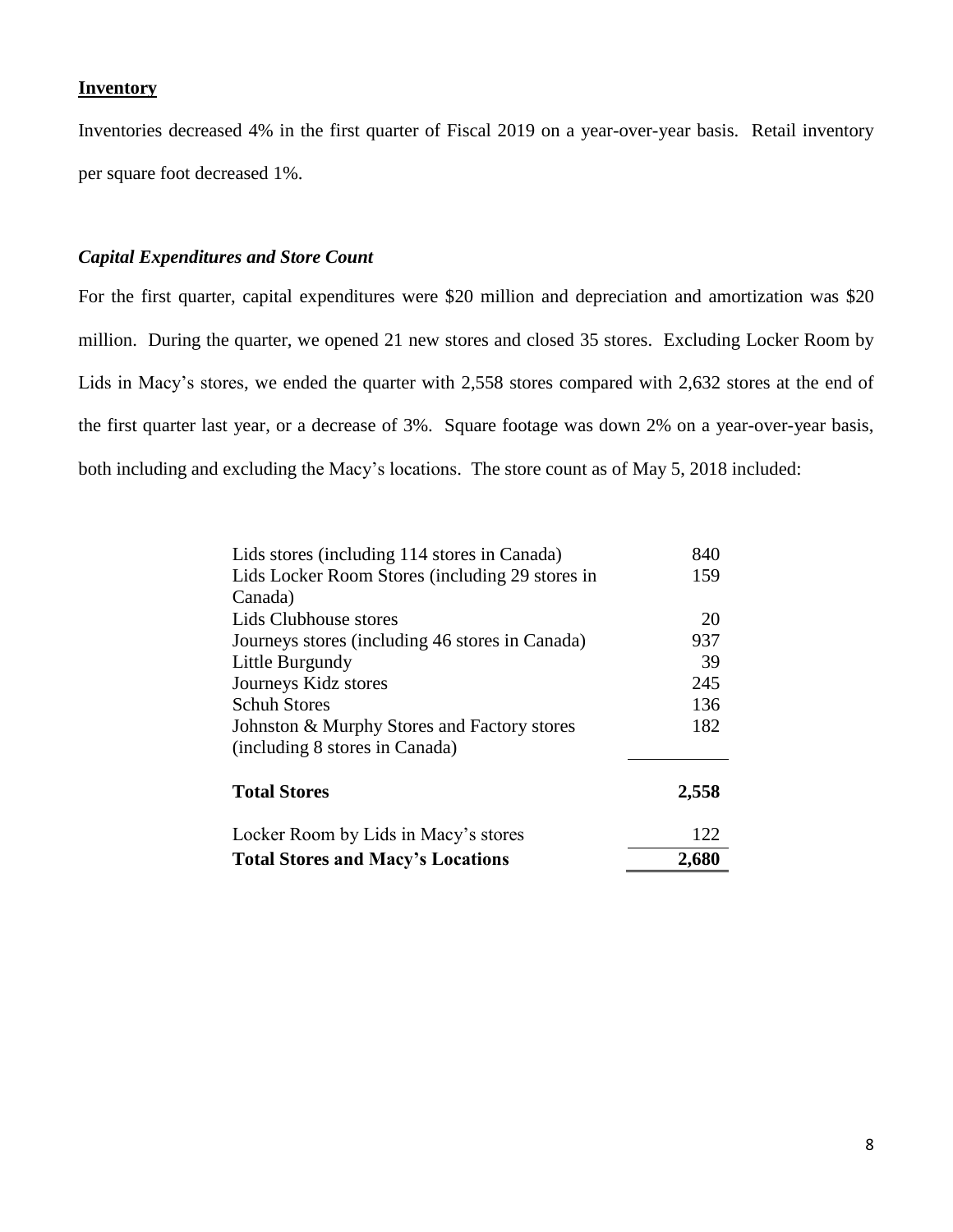## Inventory

Inventories decreased 4% in the first quarter of Fiscal 2019 on a year-over-year basis. Retail inventory per square foot decreased 1%.

### *Capital Expenditures and Store Count*

For the first quarter, capital expenditures were $20 million and depreciation and amortization was $20 million. During the quarter, we opened 21 new stores and closed 35 stores. Excluding Locker Room by Lids in Macy's stores, we ended the quarter with 2,558 stores compared with 2,632 stores at the end of the first quarter last year, or a decrease of 3%. Square footage was down 2% on a year-over-year basis, both including and excluding the Macy's locations. The store count as of May 5, 2018 included:

| | |
|---|---|
| Lids stores (including 114 stores in Canada) | 840 |
| Lids Locker Room Stores (including 29 stores in Canada) | 159 |
| Lids Clubhouse stores | 20 |
| Journeys stores (including 46 stores in Canada) | 937 |
| Little Burgundy | 39 |
| Journeys Kidz stores | 245 |
| Schuh Stores | 136 |
| Johnston & Murphy Stores and Factory stores (including 8 stores in Canada) | 182 |
| **Total Stores** | **2,558** |
| Locker Room by Lids in Macy's stores | 122 |
| **Total Stores and Macy's Locations** | **2,680** |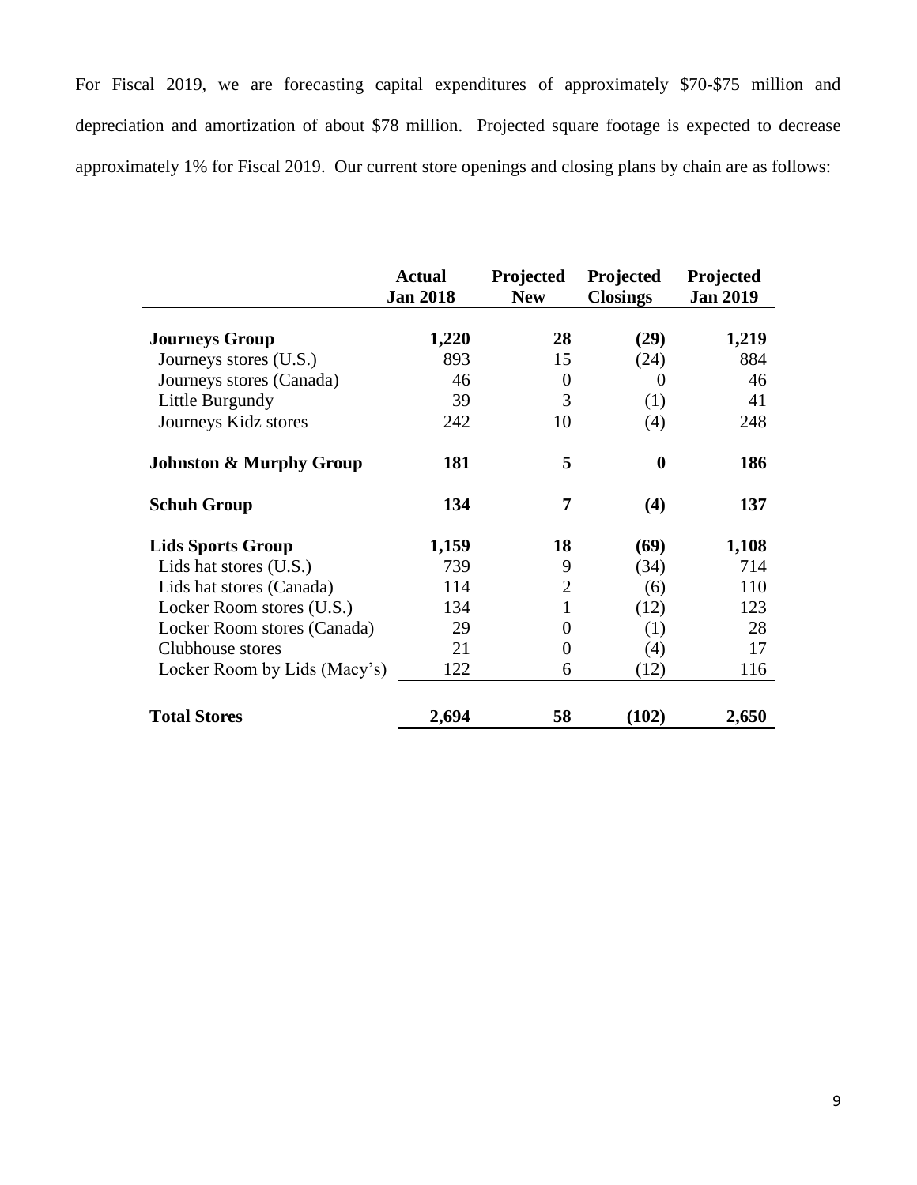For Fiscal 2019, we are forecasting capital expenditures of approximately $70-$75 million and depreciation and amortization of about $78 million. Projected square footage is expected to decrease approximately 1% for Fiscal 2019. Our current store openings and closing plans by chain are as follows:

| | Actual Jan 2018 | Projected New | Projected Closings | Projected Jan 2019 |
|---|---|---|---|---|
| **Journeys Group** | **1,220** | **28** | **(29)** | **1,219** |
| Journeys stores (U.S.) | 893 | 15 | (24) | 884 |
| Journeys stores (Canada) | 46 | 0 | 0 | 46 |
| Little Burgundy | 39 | 3 | (1) | 41 |
| Journeys Kidz stores | 242 | 10 | (4) | 248 |
| **Johnston & Murphy Group** | **181** | **5** | **0** | **186** |
| **Schuh Group** | **134** | **7** | **(4)** | **137** |
| **Lids Sports Group** | **1,159** | **18** | **(69)** | **1,108** |
| Lids hat stores (U.S.) | 739 | 9 | (34) | 714 |
| Lids hat stores (Canada) | 114 | 2 | (6) | 110 |
| Locker Room stores (U.S.) | 134 | 1 | (12) | 123 |
| Locker Room stores (Canada) | 29 | 0 | (1) | 28 |
| Clubhouse stores | 21 | 0 | (4) | 17 |
| Locker Room by Lids (Macy's) | 122 | 6 | (12) | 116 |
| **Total Stores** | **2,694** | **58** | **(102)** | **2,650** |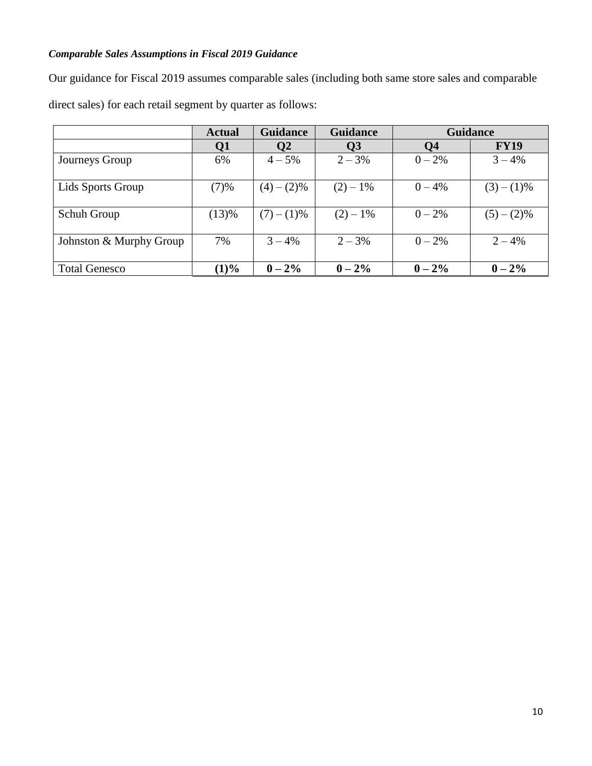***Comparable Sales Assumptions in Fiscal 2019 Guidance***

Our guidance for Fiscal 2019 assumes comparable sales (including both same store sales and comparable direct sales) for each retail segment by quarter as follows:

| | Actual | Guidance | Guidance | Guidance | |
|---|---|---|---|---|---|
| | **Q1** | **Q2** | **Q3** | **Q4** | **FY19** |
| Journeys Group | 6% | 4 – 5% | 2 – 3% | 0 – 2% | 3 – 4% |
| Lids Sports Group | (7)% | (4) – (2)% | (2) – 1% | 0 – 4% | (3) – (1)% |
| Schuh Group | (13)% | (7) – (1)% | (2) – 1% | 0 – 2% | (5) – (2)% |
| Johnston & Murphy Group | 7% | 3 – 4% | 2 – 3% | 0 – 2% | 2 – 4% |
| Total Genesco | **(1)%** | **0 – 2%** | **0 – 2%** | **0 – 2%** | **0 – 2%** |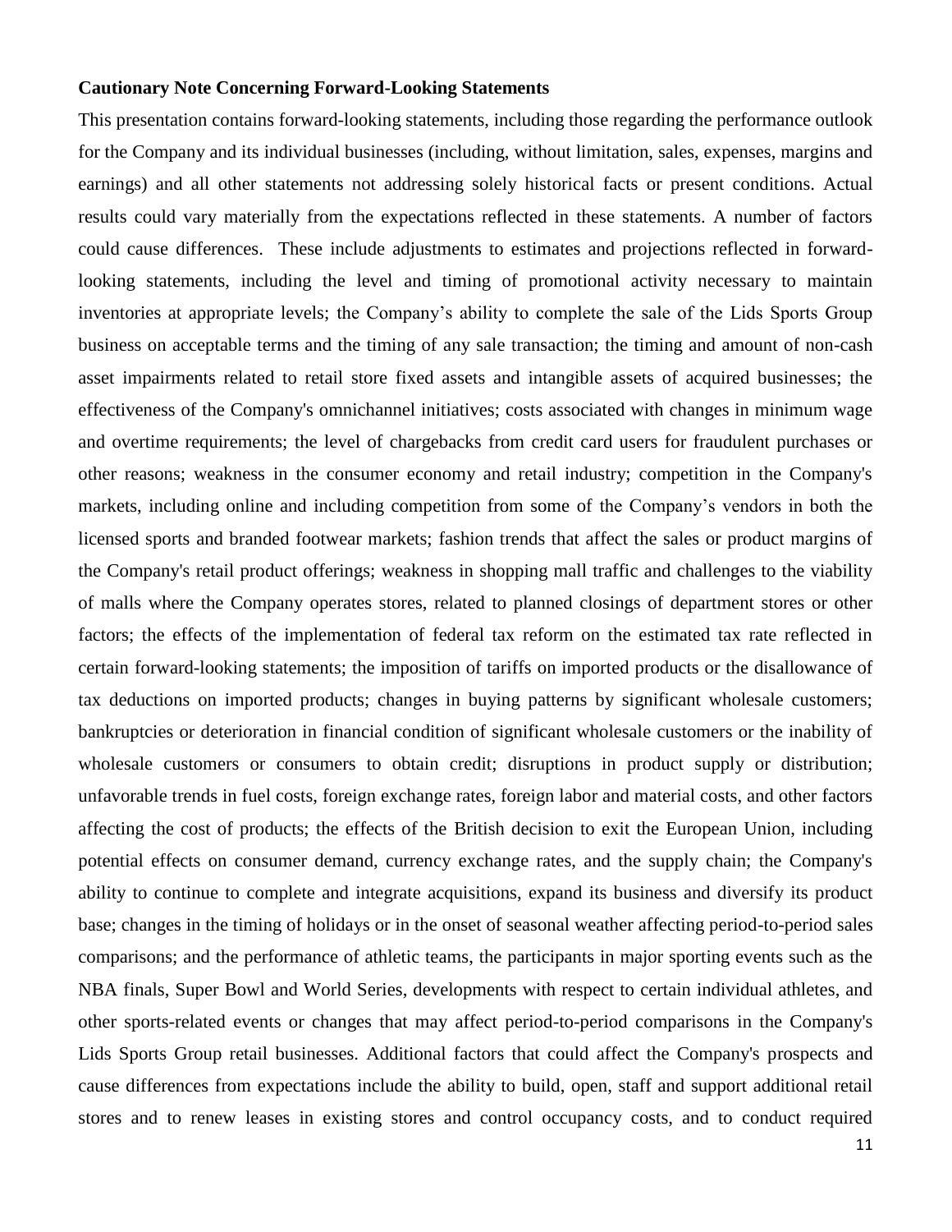**Cautionary Note Concerning Forward-Looking Statements**

This presentation contains forward-looking statements, including those regarding the performance outlook for the Company and its individual businesses (including, without limitation, sales, expenses, margins and earnings) and all other statements not addressing solely historical facts or present conditions. Actual results could vary materially from the expectations reflected in these statements. A number of factors could cause differences. These include adjustments to estimates and projections reflected in forward-looking statements, including the level and timing of promotional activity necessary to maintain inventories at appropriate levels; the Company's ability to complete the sale of the Lids Sports Group business on acceptable terms and the timing of any sale transaction; the timing and amount of non-cash asset impairments related to retail store fixed assets and intangible assets of acquired businesses; the effectiveness of the Company's omnichannel initiatives; costs associated with changes in minimum wage and overtime requirements; the level of chargebacks from credit card users for fraudulent purchases or other reasons; weakness in the consumer economy and retail industry; competition in the Company's markets, including online and including competition from some of the Company's vendors in both the licensed sports and branded footwear markets; fashion trends that affect the sales or product margins of the Company's retail product offerings; weakness in shopping mall traffic and challenges to the viability of malls where the Company operates stores, related to planned closings of department stores or other factors; the effects of the implementation of federal tax reform on the estimated tax rate reflected in certain forward-looking statements; the imposition of tariffs on imported products or the disallowance of tax deductions on imported products; changes in buying patterns by significant wholesale customers; bankruptcies or deterioration in financial condition of significant wholesale customers or the inability of wholesale customers or consumers to obtain credit; disruptions in product supply or distribution; unfavorable trends in fuel costs, foreign exchange rates, foreign labor and material costs, and other factors affecting the cost of products; the effects of the British decision to exit the European Union, including potential effects on consumer demand, currency exchange rates, and the supply chain; the Company's ability to continue to complete and integrate acquisitions, expand its business and diversify its product base; changes in the timing of holidays or in the onset of seasonal weather affecting period-to-period sales comparisons; and the performance of athletic teams, the participants in major sporting events such as the NBA finals, Super Bowl and World Series, developments with respect to certain individual athletes, and other sports-related events or changes that may affect period-to-period comparisons in the Company's Lids Sports Group retail businesses. Additional factors that could affect the Company's prospects and cause differences from expectations include the ability to build, open, staff and support additional retail stores and to renew leases in existing stores and control occupancy costs, and to conduct required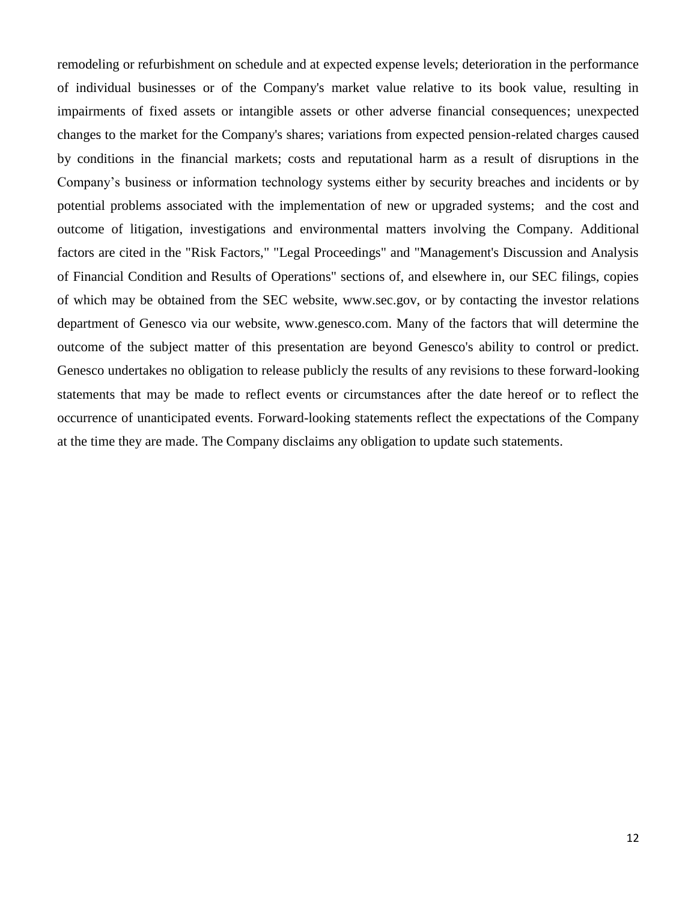remodeling or refurbishment on schedule and at expected expense levels; deterioration in the performance of individual businesses or of the Company's market value relative to its book value, resulting in impairments of fixed assets or intangible assets or other adverse financial consequences; unexpected changes to the market for the Company's shares; variations from expected pension-related charges caused by conditions in the financial markets; costs and reputational harm as a result of disruptions in the Company's business or information technology systems either by security breaches and incidents or by potential problems associated with the implementation of new or upgraded systems; and the cost and outcome of litigation, investigations and environmental matters involving the Company. Additional factors are cited in the "Risk Factors," "Legal Proceedings" and "Management's Discussion and Analysis of Financial Condition and Results of Operations" sections of, and elsewhere in, our SEC filings, copies of which may be obtained from the SEC website, www.sec.gov, or by contacting the investor relations department of Genesco via our website, www.genesco.com. Many of the factors that will determine the outcome of the subject matter of this presentation are beyond Genesco's ability to control or predict. Genesco undertakes no obligation to release publicly the results of any revisions to these forward-looking statements that may be made to reflect events or circumstances after the date hereof or to reflect the occurrence of unanticipated events. Forward-looking statements reflect the expectations of the Company at the time they are made. The Company disclaims any obligation to update such statements.